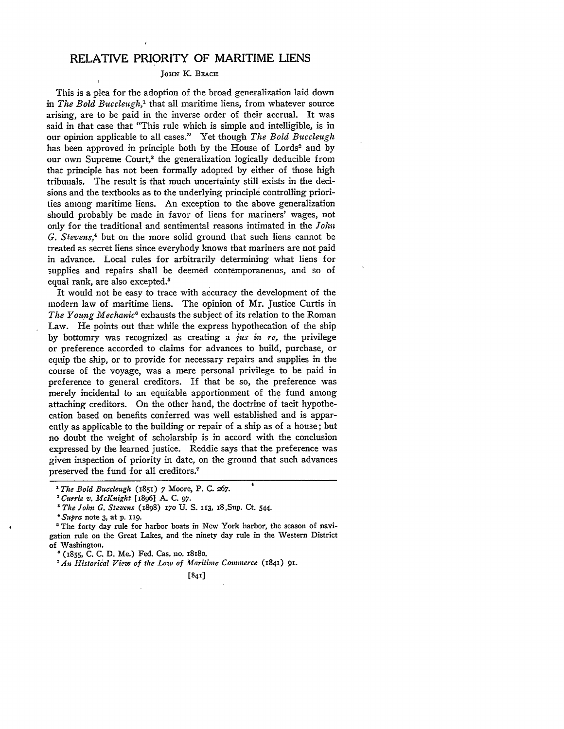# RELATIVE PRIORITY OF MARITIME LIENS

JOHN K. BEACH

This is a plea for the adoption of the broad generalization laid down in *The Bold Buccleugh*,[1] that all maritime liens, from whatever source arising, are to be paid in the inverse order of their accrual. It was said in that case that "This rule which is simple and intelligible, is in our opinion applicable to all cases." Yet though *The Bold Buccleugh* has been approved in principle both by the House of Lords[2] and by our own Supreme Court,[3] the generalization logically deducible from that principle has not been formally adopted by either of those high tribunals. The result is that much uncertainty still exists in the decisions and the textbooks as to the underlying principle controlling priorities among maritime liens. An exception to the above generalization should probably be made in favor of liens for mariners' wages, not only for the traditional and sentimental reasons intimated in the *John G. Stevens*,[4] but on the more solid ground that such liens cannot be treated as secret liens since everybody knows that mariners are not paid in advance. Local rules for arbitrarily determining what liens for supplies and repairs shall be deemed contemporaneous, and so of equal rank, are also excepted.[5]

It would not be easy to trace with accuracy the development of the modern law of maritime liens. The opinion of Mr. Justice Curtis in *The Young Mechanic*[6] exhausts the subject of its relation to the Roman Law. He points out that while the express hypothecation of the ship by bottomry was recognized as creating a *jus in re*, the privilege or preference accorded to claims for advances to build, purchase, or equip the ship, or to provide for necessary repairs and supplies in the course of the voyage, was a mere personal privilege to be paid in preference to general creditors. If that be so, the preference was merely incidental to an equitable apportionment of the fund among attaching creditors. On the other hand, the doctrine of tacit hypothecation based on benefits conferred was well established and is apparently as applicable to the building or repair of a ship as of a house; but no doubt the weight of scholarship is in accord with the conclusion expressed by the learned justice. Reddie says that the preference was given inspection of priority in date, on the ground that such advances preserved the fund for all creditors.[7]

---

[1] *The Bold Buccleugh* (1851) 7 Moore, P. C. 267.

[2] *Currie v. McKnight* [1896] A. C. 97.

[3] *The John G. Stevens* (1898) 170 U. S. 113, 18 Sup. Ct. 544.

[4] *Supra* note 3, at p. 119.

[5] The forty day rule for harbor boats in New York harbor, the season of navigation rule on the Great Lakes, and the ninety day rule in the Western District of Washington.

[6] (1855, C. C. D. Me.) Fed. Cas. no. 18180.

[7] *An Historical View of the Law of Maritime Commerce* (1841) 91.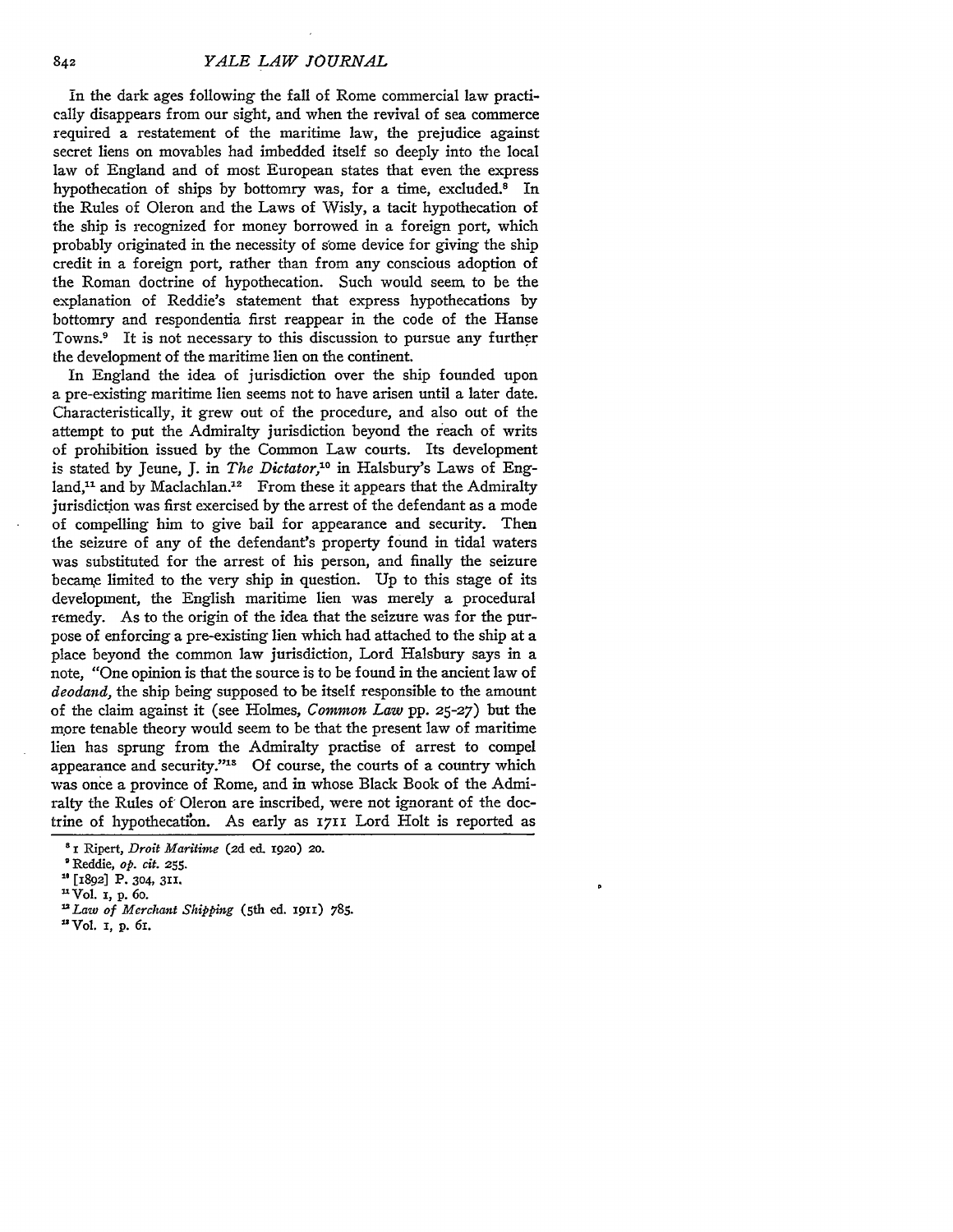In the dark ages following the fall of Rome commercial law practically disappears from our sight, and when the revival of sea commerce required a restatement of the maritime law, the prejudice against secret liens on movables had imbedded itself so deeply into the local law of England and of most European states that even the express hypothecation of ships by bottomry was, for a time, excluded.[8] In the Rules of Oleron and the Laws of Wisly, a tacit hypothecation of the ship is recognized for money borrowed in a foreign port, which probably originated in the necessity of some device for giving the ship credit in a foreign port, rather than from any conscious adoption of the Roman doctrine of hypothecation. Such would seem to be the explanation of Reddie's statement that express hypothecations by bottomry and respondentia first reappear in the code of the Hanse Towns.[9] It is not necessary to this discussion to pursue any further the development of the maritime lien on the continent.

In England the idea of jurisdiction over the ship founded upon a pre-existing maritime lien seems not to have arisen until a later date. Characteristically, it grew out of the procedure, and also out of the attempt to put the Admiralty jurisdiction beyond the reach of writs of prohibition issued by the Common Law courts. Its development is stated by Jeune, J. in *The Dictator*,[10] in Halsbury's Laws of England,[11] and by Maclachlan.[12] From these it appears that the Admiralty jurisdiction was first exercised by the arrest of the defendant as a mode of compelling him to give bail for appearance and security. Then the seizure of any of the defendant's property found in tidal waters was substituted for the arrest of his person, and finally the seizure became limited to the very ship in question. Up to this stage of its development, the English maritime lien was merely a procedural remedy. As to the origin of the idea that the seizure was for the purpose of enforcing a pre-existing lien which had attached to the ship at a place beyond the common law jurisdiction, Lord Halsbury says in a note, "One opinion is that the source is to be found in the ancient law of *deodand*, the ship being supposed to be itself responsible to the amount of the claim against it (see Holmes, *Common Law* pp. 25-27) but the more tenable theory would seem to be that the present law of maritime lien has sprung from the Admiralty practise of arrest to compel appearance and security."[13] Of course, the courts of a country which was once a province of Rome, and in whose Black Book of the Admiralty the Rules of Oleron are inscribed, were not ignorant of the doctrine of hypothecation. As early as 1711 Lord Holt is reported as

---

[8] 1 Ripert, *Droit Maritime* (2d ed. 1920) 20.

[9] Reddie, *op. cit.* 255.

[10] [1892] P. 304, 311.

[11] Vol. 1, p. 60.

[12] *Law of Merchant Shipping* (5th ed. 1911) 785.

[13] Vol. 1, p. 61.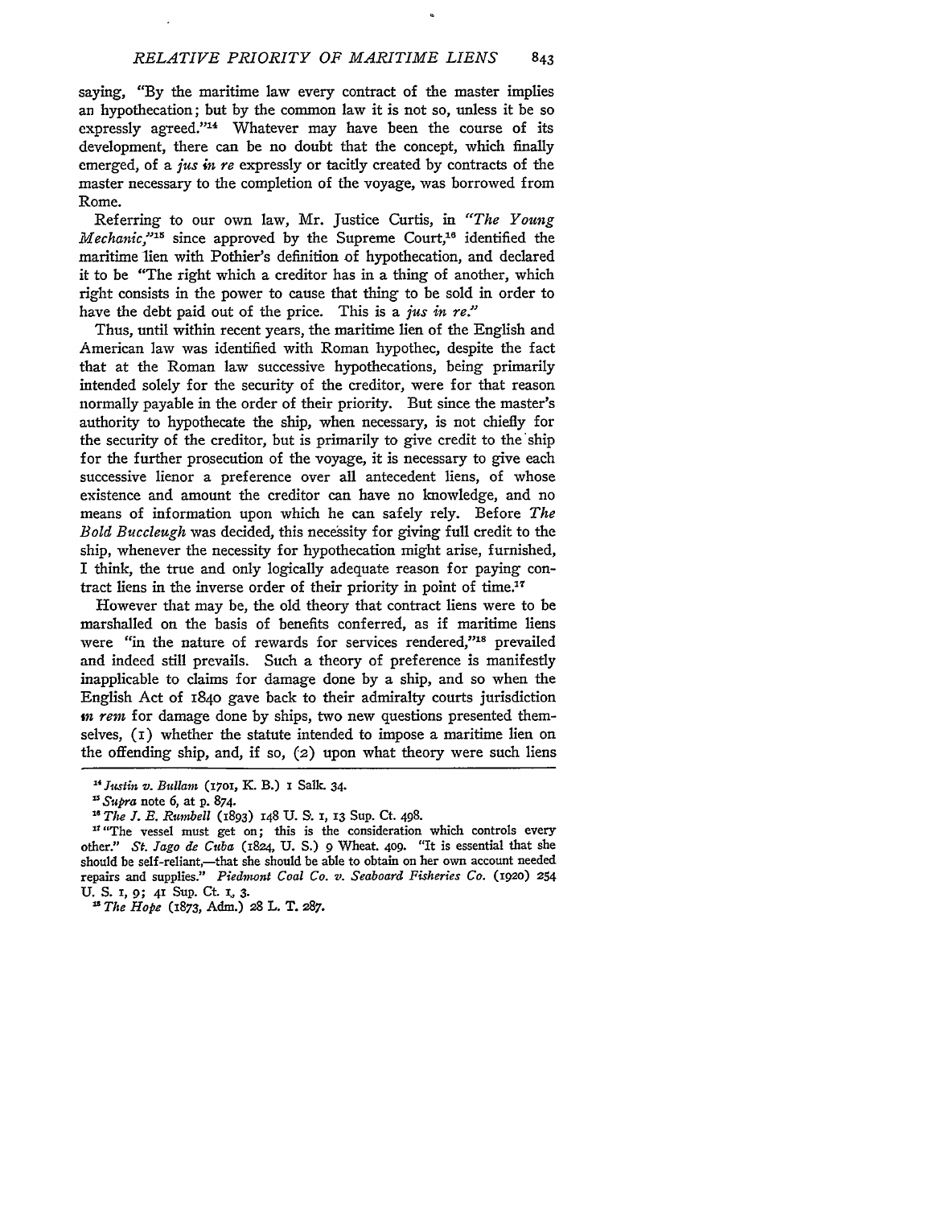saying, "By the maritime law every contract of the master implies an hypothecation; but by the common law it is not so, unless it be so expressly agreed."[14] Whatever may have been the course of its development, there can be no doubt that the concept, which finally emerged, of a *jus in re* expressly or tacitly created by contracts of the master necessary to the completion of the voyage, was borrowed from Rome.

Referring to our own law, Mr. Justice Curtis, in *"The Young Mechanic,"*[15] since approved by the Supreme Court,[16] identified the maritime lien with Pothier's definition of hypothecation, and declared it to be "The right which a creditor has in a thing of another, which right consists in the power to cause that thing to be sold in order to have the debt paid out of the price. This is a *jus in re*."

Thus, until within recent years, the maritime lien of the English and American law was identified with Roman hypothec, despite the fact that at the Roman law successive hypothecations, being primarily intended solely for the security of the creditor, were for that reason normally payable in the order of their priority. But since the master's authority to hypothecate the ship, when necessary, is not chiefly for the security of the creditor, but is primarily to give credit to the ship for the further prosecution of the voyage, it is necessary to give each successive lienor a preference over all antecedent liens, of whose existence and amount the creditor can have no knowledge, and no means of information upon which he can safely rely. Before *The Bold Buccleugh* was decided, this necessity for giving full credit to the ship, whenever the necessity for hypothecation might arise, furnished, I think, the true and only logically adequate reason for paying contract liens in the inverse order of their priority in point of time.[17]

However that may be, the old theory that contract liens were to be marshalled on the basis of benefits conferred, as if maritime liens were "in the nature of rewards for services rendered,"[18] prevailed and indeed still prevails. Such a theory of preference is manifestly inapplicable to claims for damage done by a ship, and so when the English Act of 1840 gave back to their admiralty courts jurisdiction *in rem* for damage done by ships, two new questions presented themselves, (1) whether the statute intended to impose a maritime lien on the offending ship, and, if so, (2) upon what theory were such liens

---

[14] *Justin v. Bullam* (1701, K. B.) 1 Salk. 34.

[15] *Supra* note 6, at p. 874.

[16] *The J. E. Rumbell* (1893) 148 U. S. 1, 13 Sup. Ct. 498.

[17] "The vessel must get on; this is the consideration which controls every other." *St. Jago de Cuba* (1824, U. S.) 9 Wheat. 409. "It is essential that she should be self-reliant,—that she should be able to obtain on her own account needed repairs and supplies." *Piedmont Coal Co. v. Seaboard Fisheries Co.* (1920) 254 U. S. 1, 9; 41 Sup. Ct. 1, 3.

[18] *The Hope* (1873, Adm.) 28 L. T. 287.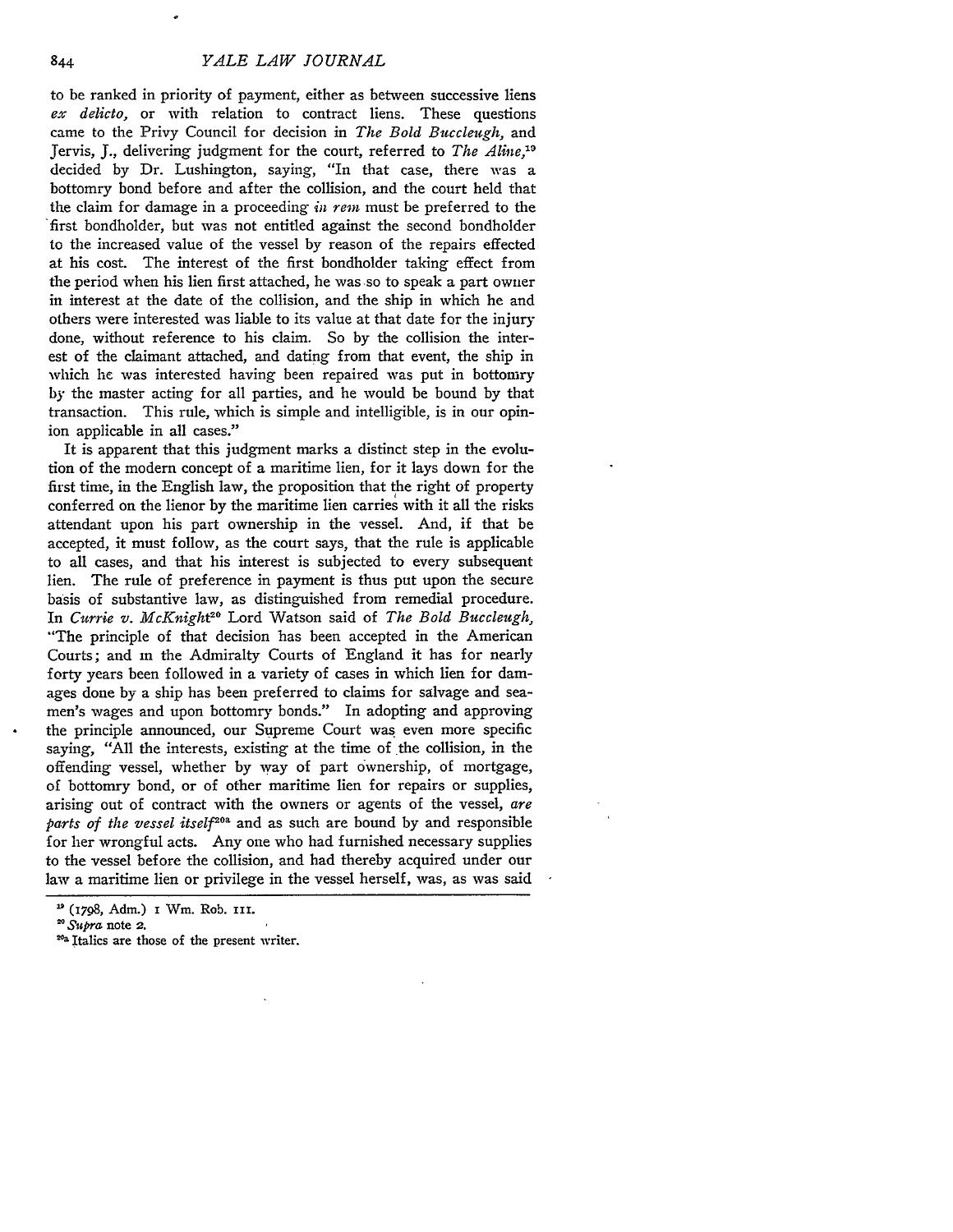to be ranked in priority of payment, either as between successive liens *ex delicto,* or with relation to contract liens. These questions came to the Privy Council for decision in *The Bold Buccleugh,* and Jervis, J., delivering judgment for the court, referred to *The Aline,*[19] decided by Dr. Lushington, saying, "In that case, there was a bottomry bond before and after the collision, and the court held that the claim for damage in a proceeding *in rem* must be preferred to the first bondholder, but was not entitled against the second bondholder to the increased value of the vessel by reason of the repairs effected at his cost. The interest of the first bondholder taking effect from the period when his lien first attached, he was so to speak a part owner in interest at the date of the collision, and the ship in which he and others were interested was liable to its value at that date for the injury done, without reference to his claim. So by the collision the interest of the claimant attached, and dating from that event, the ship in which he was interested having been repaired was put in bottomry by the master acting for all parties, and he would be bound by that transaction. This rule, which is simple and intelligible, is in our opinion applicable in all cases."

It is apparent that this judgment marks a distinct step in the evolution of the modern concept of a maritime lien, for it lays down for the first time, in the English law, the proposition that the right of property conferred on the lienor by the maritime lien carries with it all the risks attendant upon his part ownership in the vessel. And, if that be accepted, it must follow, as the court says, that the rule is applicable to all cases, and that his interest is subjected to every subsequent lien. The rule of preference in payment is thus put upon the secure basis of substantive law, as distinguished from remedial procedure. In *Currie v. McKnight*[20] Lord Watson said of *The Bold Buccleugh,* "The principle of that decision has been accepted in the American Courts; and in the Admiralty Courts of England it has for nearly forty years been followed in a variety of cases in which lien for damages done by a ship has been preferred to claims for salvage and seamen's wages and upon bottomry bonds." In adopting and approving the principle announced, our Supreme Court was even more specific saying, "All the interests, existing at the time of the collision, in the offending vessel, whether by way of part ownership, of mortgage, of bottomry bond, or of other maritime lien for repairs or supplies, arising out of contract with the owners or agents of the vessel, *are parts of the vessel itself*[20a] and as such are bound by and responsible for her wrongful acts. Any one who had furnished necessary supplies to the vessel before the collision, and had thereby acquired under our law a maritime lien or privilege in the vessel herself, was, as was said

---

[19] (1798, Adm.) 1 Wm. Rob. 111.

[20] *Supra* note 2.

[20a] Italics are those of the present writer.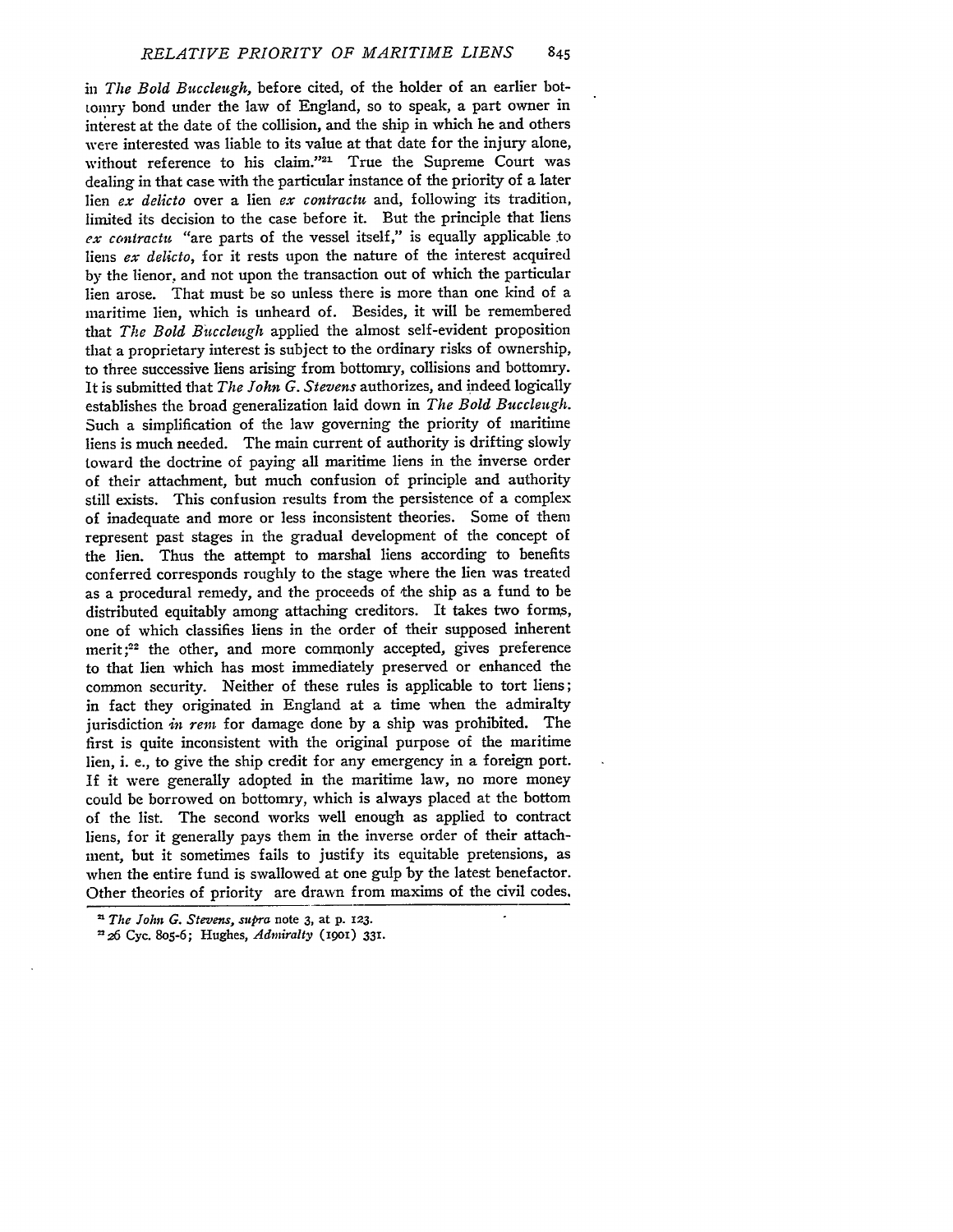in *The Bold Buccleugh*, before cited, of the holder of an earlier bottomry bond under the law of England, so to speak, a part owner in interest at the date of the collision, and the ship in which he and others were interested was liable to its value at that date for the injury alone, without reference to his claim."[21] True the Supreme Court was dealing in that case with the particular instance of the priority of a later lien *ex delicto* over a lien *ex contractu* and, following its tradition, limited its decision to the case before it. But the principle that liens *ex contractu* "are parts of the vessel itself," is equally applicable to liens *ex delicto*, for it rests upon the nature of the interest acquired by the lienor, and not upon the transaction out of which the particular lien arose. That must be so unless there is more than one kind of a maritime lien, which is unheard of. Besides, it will be remembered that *The Bold Buccleugh* applied the almost self-evident proposition that a proprietary interest is subject to the ordinary risks of ownership, to three successive liens arising from bottomry, collisions and bottomry. It is submitted that *The John G. Stevens* authorizes, and indeed logically establishes the broad generalization laid down in *The Bold Buccleugh*. Such a simplification of the law governing the priority of maritime liens is much needed. The main current of authority is drifting slowly toward the doctrine of paying all maritime liens in the inverse order of their attachment, but much confusion of principle and authority still exists. This confusion results from the persistence of a complex of inadequate and more or less inconsistent theories. Some of them represent past stages in the gradual development of the concept of the lien. Thus the attempt to marshal liens according to benefits conferred corresponds roughly to the stage where the lien was treated as a procedural remedy, and the proceeds of the ship as a fund to be distributed equitably among attaching creditors. It takes two forms, one of which classifies liens in the order of their supposed inherent merit;[22] the other, and more commonly accepted, gives preference to that lien which has most immediately preserved or enhanced the common security. Neither of these rules is applicable to tort liens; in fact they originated in England at a time when the admiralty jurisdiction *in rem* for damage done by a ship was prohibited. The first is quite inconsistent with the original purpose of the maritime lien, i. e., to give the ship credit for any emergency in a foreign port. If it were generally adopted in the maritime law, no more money could be borrowed on bottomry, which is always placed at the bottom of the list. The second works well enough as applied to contract liens, for it generally pays them in the inverse order of their attachment, but it sometimes fails to justify its equitable pretensions, as when the entire fund is swallowed at one gulp by the latest benefactor. Other theories of priority are drawn from maxims of the civil codes.

---

[21] *The John G. Stevens*, *supra* note 3, at p. 123.

[22] 26 Cyc. 805-6; Hughes, *Admiralty* (1901) 331.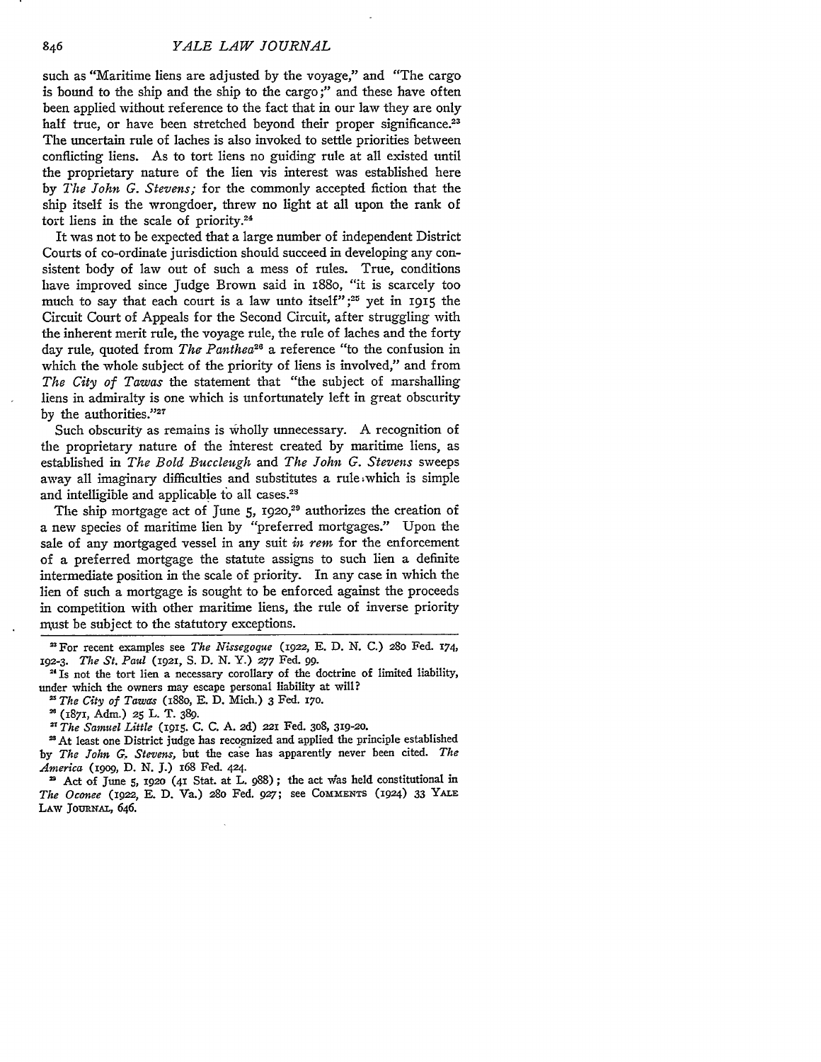such as "Maritime liens are adjusted by the voyage," and "The cargo is bound to the ship and the ship to the cargo;" and these have often been applied without reference to the fact that in our law they are only half true, or have been stretched beyond their proper significance.[23] The uncertain rule of laches is also invoked to settle priorities between conflicting liens. As to tort liens no guiding rule at all existed until the proprietary nature of the lien vis interest was established here by *The John G. Stevens;* for the commonly accepted fiction that the ship itself is the wrongdoer, threw no light at all upon the rank of tort liens in the scale of priority.[24]

It was not to be expected that a large number of independent District Courts of co-ordinate jurisdiction should succeed in developing any consistent body of law out of such a mess of rules. True, conditions have improved since Judge Brown said in 1880, "it is scarcely too much to say that each court is a law unto itself";[25] yet in 1915 the Circuit Court of Appeals for the Second Circuit, after struggling with the inherent merit rule, the voyage rule, the rule of laches and the forty day rule, quoted from *The Panthea*[26] a reference "to the confusion in which the whole subject of the priority of liens is involved," and from *The City of Tawas* the statement that "the subject of marshalling liens in admiralty is one which is unfortunately left in great obscurity by the authorities."[27]

Such obscurity as remains is wholly unnecessary. A recognition of the proprietary nature of the interest created by maritime liens, as established in *The Bold Buccleugh* and *The John G. Stevens* sweeps away all imaginary difficulties and substitutes a rule which is simple and intelligible and applicable to all cases.[28]

The ship mortgage act of June 5, 1920,[29] authorizes the creation of a new species of maritime lien by "preferred mortgages." Upon the sale of any mortgaged vessel in any suit *in rem* for the enforcement of a preferred mortgage the statute assigns to such lien a definite intermediate position in the scale of priority. In any case in which the lien of such a mortgage is sought to be enforced against the proceeds in competition with other maritime liens, the rule of inverse priority must be subject to the statutory exceptions.

---

[23] For recent examples see *The Nissegoque* (1922, E. D. N. C.) 280 Fed. 174, 192-3. *The St. Paul* (1921, S. D. N. Y.) 277 Fed. 99.

[24] Is not the tort lien a necessary corollary of the doctrine of limited liability, under which the owners may escape personal liability at will?

[25] *The City of Tawas* (1880, E. D. Mich.) 3 Fed. 170.

[26] (1871, Adm.) 25 L. T. 389.

[27] *The Samuel Little* (1915. C. C. A. 2d) 221 Fed. 308, 319-20.

[28] At least one District judge has recognized and applied the principle established by *The John G. Stevens,* but the case has apparently never been cited. *The America* (1909, D. N. J.) 168 Fed. 424.

[29] Act of June 5, 1920 (41 Stat. at L. 988); the act was held constitutional in *The Oconee* (1922, E. D. Va.) 280 Fed. 927; see COMMENTS (1924) 33 YALE LAW JOURNAL, 646.